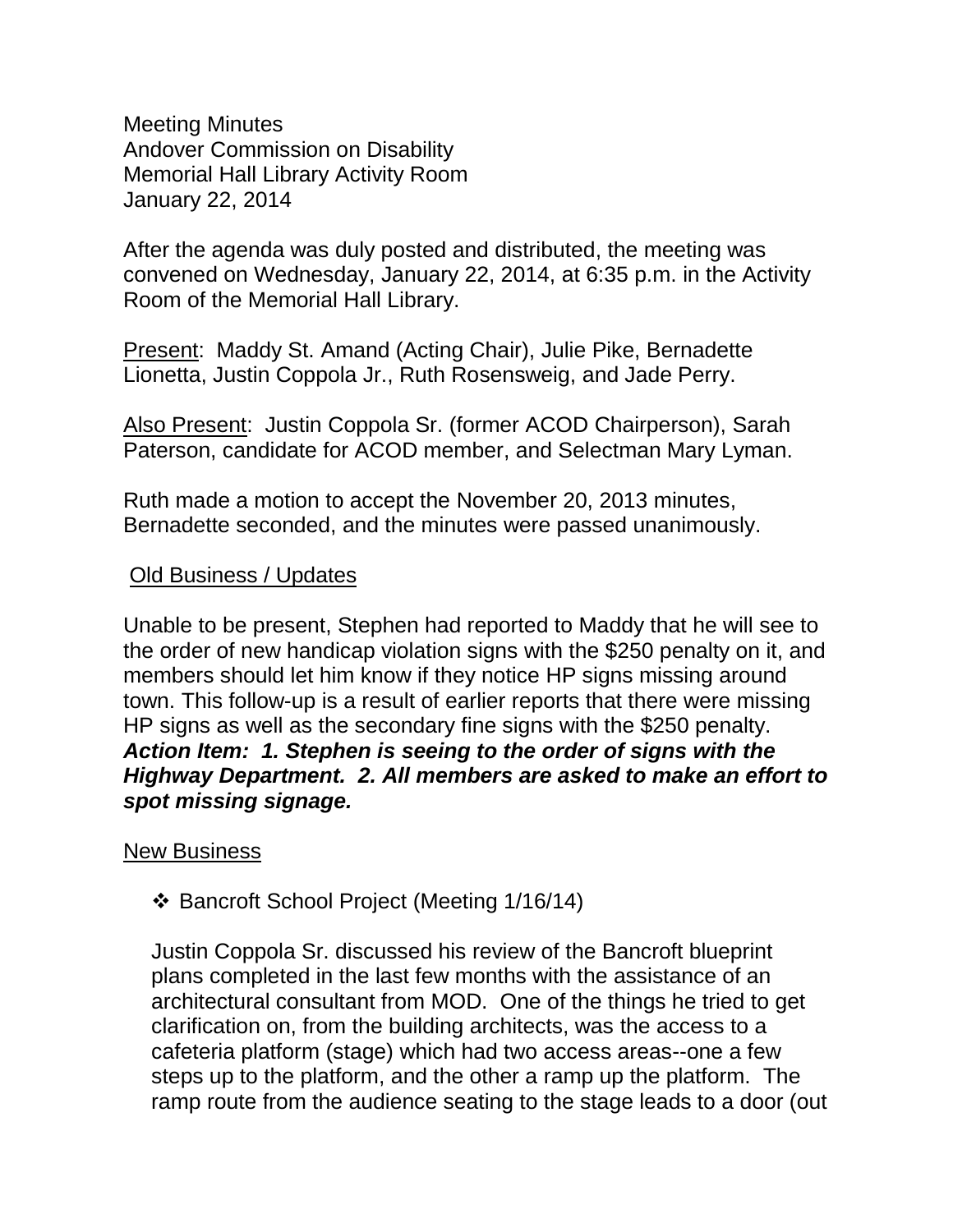Meeting Minutes
Andover Commission on Disability
Memorial Hall Library Activity Room
January 22, 2014

After the agenda was duly posted and distributed, the meeting was convened on Wednesday, January 22, 2014, at 6:35 p.m. in the Activity Room of the Memorial Hall Library.

<u>Present</u>: Maddy St. Amand (Acting Chair), Julie Pike, Bernadette Lionetta, Justin Coppola Jr., Ruth Rosensweig, and Jade Perry.

<u>Also Present</u>: Justin Coppola Sr. (former ACOD Chairperson), Sarah Paterson, candidate for ACOD member, and Selectman Mary Lyman.

Ruth made a motion to accept the November 20, 2013 minutes, Bernadette seconded, and the minutes were passed unanimously.

<u>Old Business / Updates</u>

Unable to be present, Stephen had reported to Maddy that he will see to the order of new handicap violation signs with the $250 penalty on it, and members should let him know if they notice HP signs missing around town. This follow-up is a result of earlier reports that there were missing HP signs as well as the secondary fine signs with the $250 penalty.
***Action Item: 1. Stephen is seeing to the order of signs with the Highway Department. 2. All members are asked to make an effort to spot missing signage.***

<u>New Business</u>

- Bancroft School Project (Meeting 1/16/14)

  Justin Coppola Sr. discussed his review of the Bancroft blueprint plans completed in the last few months with the assistance of an architectural consultant from MOD. One of the things he tried to get clarification on, from the building architects, was the access to a cafeteria platform (stage) which had two access areas--one a few steps up to the platform, and the other a ramp up the platform. The ramp route from the audience seating to the stage leads to a door (out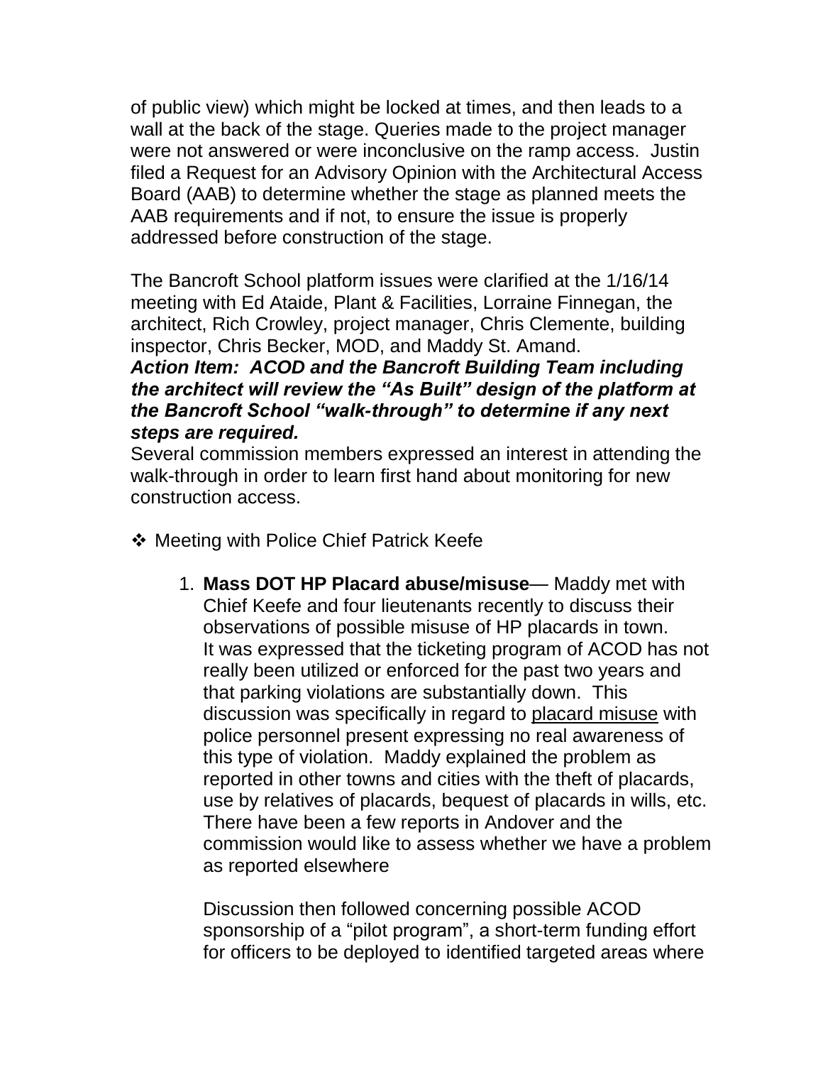of public view) which might be locked at times, and then leads to a wall at the back of the stage. Queries made to the project manager were not answered or were inconclusive on the ramp access. Justin filed a Request for an Advisory Opinion with the Architectural Access Board (AAB) to determine whether the stage as planned meets the AAB requirements and if not, to ensure the issue is properly addressed before construction of the stage.

The Bancroft School platform issues were clarified at the 1/16/14 meeting with Ed Ataide, Plant & Facilities, Lorraine Finnegan, the architect, Rich Crowley, project manager, Chris Clemente, building inspector, Chris Becker, MOD, and Maddy St. Amand.

***Action Item: ACOD and the Bancroft Building Team including the architect will review the "As Built" design of the platform at the Bancroft School "walk-through" to determine if any next steps are required.***

Several commission members expressed an interest in attending the walk-through in order to learn first hand about monitoring for new construction access.

❖ Meeting with Police Chief Patrick Keefe

1. **Mass DOT HP Placard abuse/misuse**— Maddy met with Chief Keefe and four lieutenants recently to discuss their observations of possible misuse of HP placards in town. It was expressed that the ticketing program of ACOD has not really been utilized or enforced for the past two years and that parking violations are substantially down. This discussion was specifically in regard to <u>placard misuse</u> with police personnel present expressing no real awareness of this type of violation. Maddy explained the problem as reported in other towns and cities with the theft of placards, use by relatives of placards, bequest of placards in wills, etc. There have been a few reports in Andover and the commission would like to assess whether we have a problem as reported elsewhere

   Discussion then followed concerning possible ACOD sponsorship of a "pilot program", a short-term funding effort for officers to be deployed to identified targeted areas where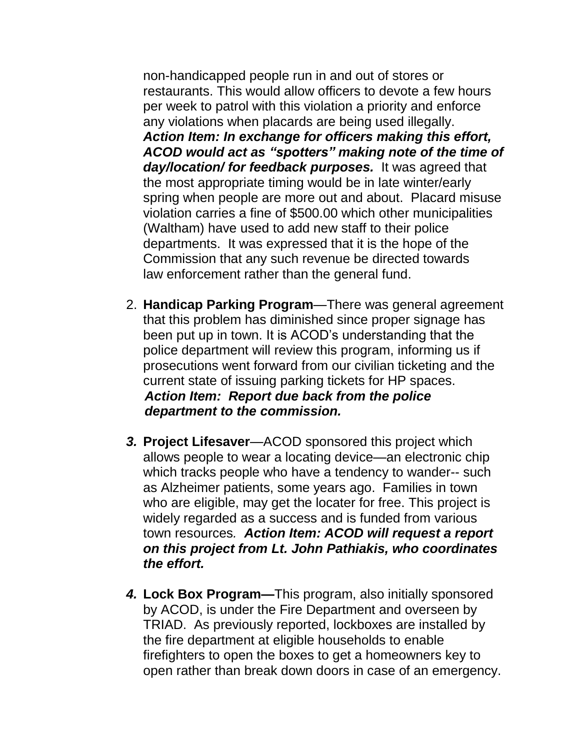non-handicapped people run in and out of stores or restaurants. This would allow officers to devote a few hours per week to patrol with this violation a priority and enforce any violations when placards are being used illegally. ***Action Item: In exchange for officers making this effort, ACOD would act as "spotters" making note of the time of day/location/ for feedback purposes.*** It was agreed that the most appropriate timing would be in late winter/early spring when people are more out and about. Placard misuse violation carries a fine of $500.00 which other municipalities (Waltham) have used to add new staff to their police departments. It was expressed that it is the hope of the Commission that any such revenue be directed towards law enforcement rather than the general fund.

2. **Handicap Parking Program**—There was general agreement that this problem has diminished since proper signage has been put up in town. It is ACOD's understanding that the police department will review this program, informing us if prosecutions went forward from our civilian ticketing and the current state of issuing parking tickets for HP spaces. ***Action Item: Report due back from the police department to the commission.***

3. **Project Lifesaver**—ACOD sponsored this project which allows people to wear a locating device—an electronic chip which tracks people who have a tendency to wander-- such as Alzheimer patients, some years ago. Families in town who are eligible, may get the locater for free. This project is widely regarded as a success and is funded from various town resources. ***Action Item: ACOD will request a report on this project from Lt. John Pathiakis, who coordinates the effort.***

4. **Lock Box Program—**This program, also initially sponsored by ACOD, is under the Fire Department and overseen by TRIAD. As previously reported, lockboxes are installed by the fire department at eligible households to enable firefighters to open the boxes to get a homeowners key to open rather than break down doors in case of an emergency.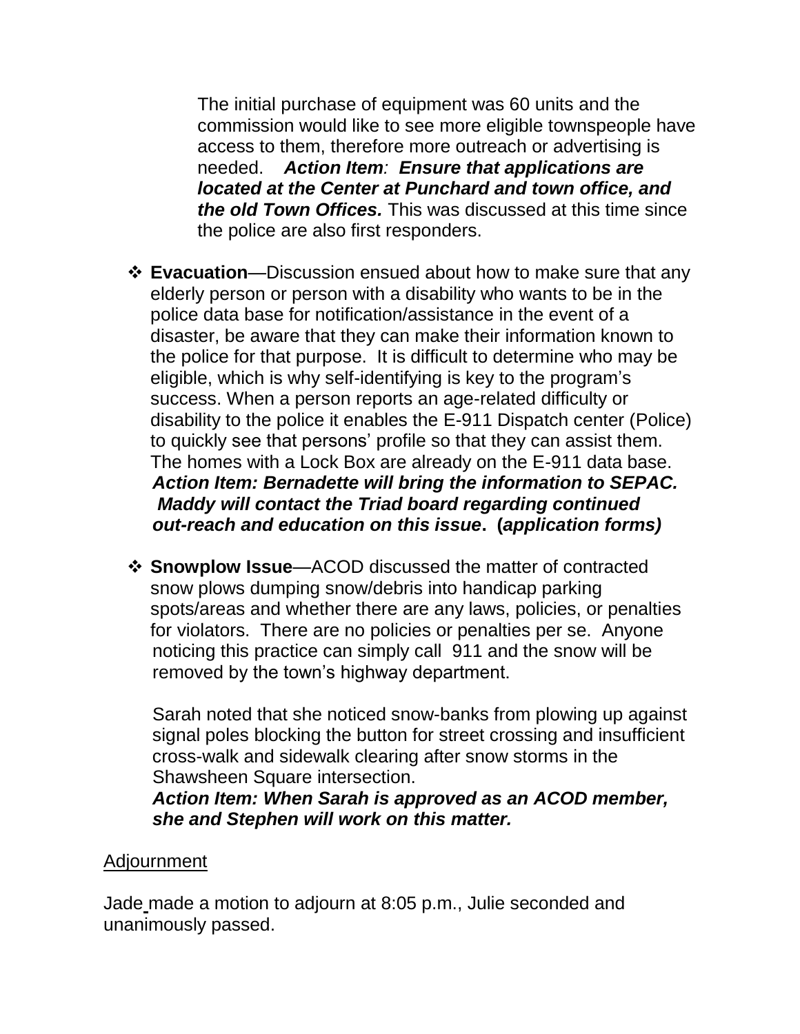The initial purchase of equipment was 60 units and the commission would like to see more eligible townspeople have access to them, therefore more outreach or advertising is needed. ***Action Item**: **Ensure that applications are located at the Center at Punchard and town office, and the old Town Offices.*** This was discussed at this time since the police are also first responders.

- **Evacuation**—Discussion ensued about how to make sure that any elderly person or person with a disability who wants to be in the police data base for notification/assistance in the event of a disaster, be aware that they can make their information known to the police for that purpose. It is difficult to determine who may be eligible, which is why self-identifying is key to the program's success. When a person reports an age-related difficulty or disability to the police it enables the E-911 Dispatch center (Police) to quickly see that persons' profile so that they can assist them. The homes with a Lock Box are already on the E-911 data base. ***Action Item: Bernadette will bring the information to SEPAC. Maddy will contact the Triad board regarding continued out-reach and education on this issue. (application forms)***

- **Snowplow Issue**—ACOD discussed the matter of contracted snow plows dumping snow/debris into handicap parking spots/areas and whether there are any laws, policies, or penalties for violators. There are no policies or penalties per se. Anyone noticing this practice can simply call 911 and the snow will be removed by the town's highway department.

  Sarah noted that she noticed snow-banks from plowing up against signal poles blocking the button for street crossing and insufficient cross-walk and sidewalk clearing after snow storms in the Shawsheen Square intersection.
  ***Action Item: When Sarah is approved as an ACOD member, she and Stephen will work on this matter.***

## Adjournment

Jade made a motion to adjourn at 8:05 p.m., Julie seconded and unanimously passed.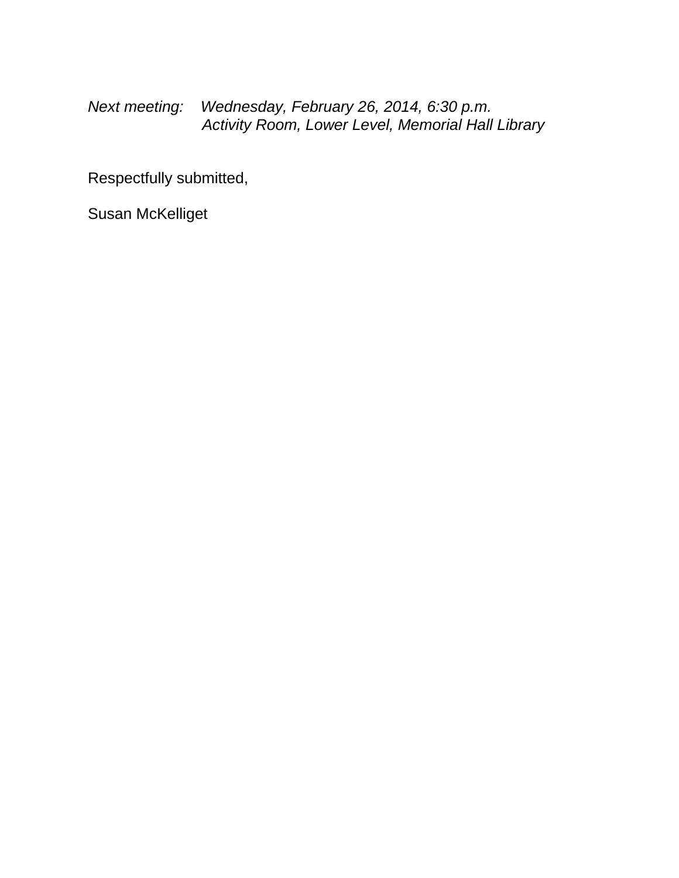*Next meeting: Wednesday, February 26, 2014, 6:30 p.m.*
*Activity Room, Lower Level, Memorial Hall Library*

Respectfully submitted,

Susan McKelliget